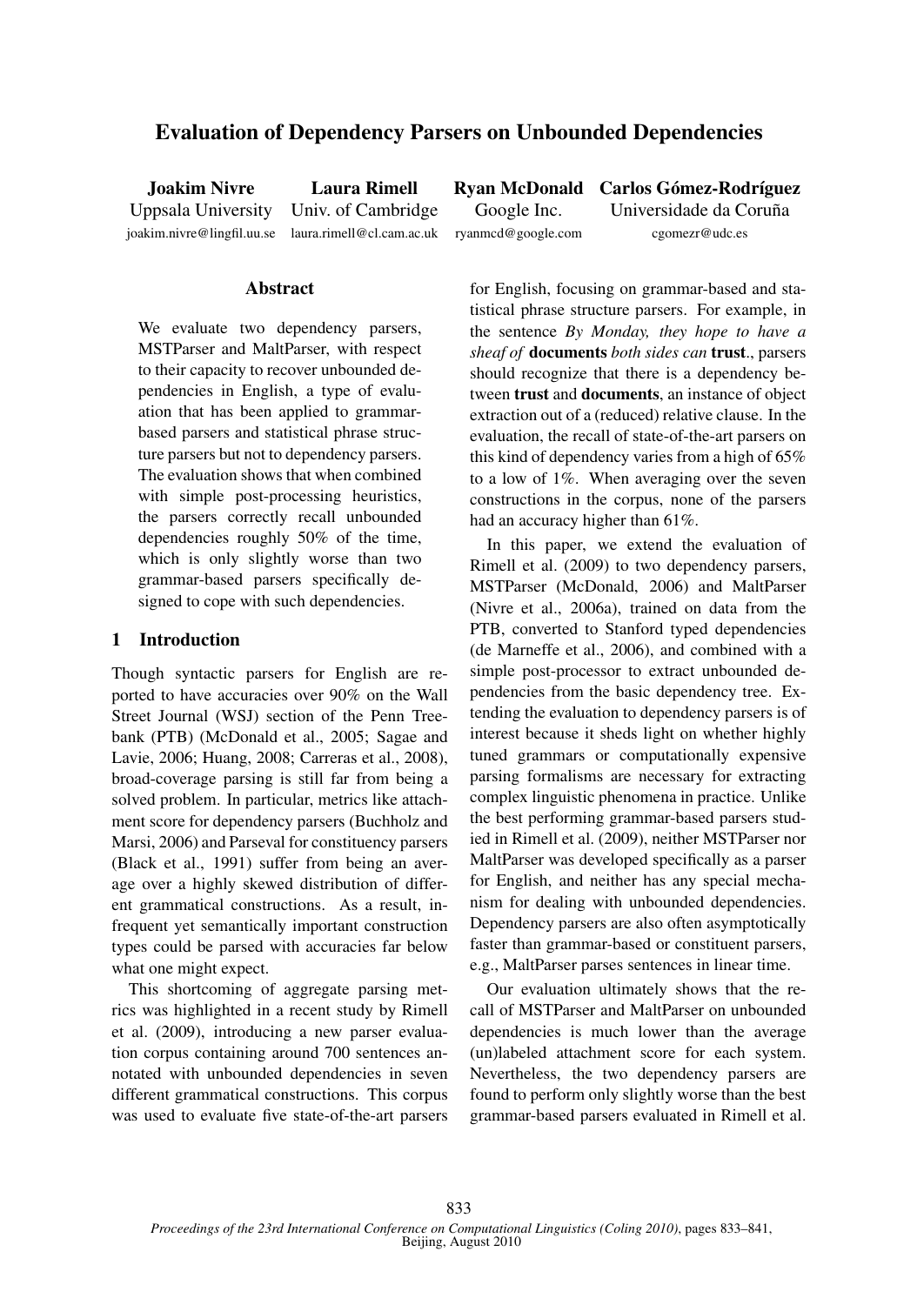# Evaluation of Dependency Parsers on Unbounded Dependencies

**Joakim Nivre**
Uppsala University
joakim.nivre@lingfil.uu.se

**Laura Rimell**
Univ. of Cambridge
laura.rimell@cl.cam.ac.uk

**Ryan McDonald**
Google Inc.
ryanmcd@google.com

**Carlos Gómez-Rodríguez**
Universidade da Coruña
cgomezr@udc.es

## Abstract

We evaluate two dependency parsers, MSTParser and MaltParser, with respect to their capacity to recover unbounded dependencies in English, a type of evaluation that has been applied to grammar-based parsers and statistical phrase structure parsers but not to dependency parsers. The evaluation shows that when combined with simple post-processing heuristics, the parsers correctly recall unbounded dependencies roughly 50% of the time, which is only slightly worse than two grammar-based parsers specifically designed to cope with such dependencies.

## 1 Introduction

Though syntactic parsers for English are reported to have accuracies over 90% on the Wall Street Journal (WSJ) section of the Penn Treebank (PTB) (McDonald et al., 2005; Sagae and Lavie, 2006; Huang, 2008; Carreras et al., 2008), broad-coverage parsing is still far from being a solved problem. In particular, metrics like attachment score for dependency parsers (Buchholz and Marsi, 2006) and Parseval for constituency parsers (Black et al., 1991) suffer from being an average over a highly skewed distribution of different grammatical constructions. As a result, infrequent yet semantically important construction types could be parsed with accuracies far below what one might expect.

This shortcoming of aggregate parsing metrics was highlighted in a recent study by Rimell et al. (2009), introducing a new parser evaluation corpus containing around 700 sentences annotated with unbounded dependencies in seven different grammatical constructions. This corpus was used to evaluate five state-of-the-art parsers for English, focusing on grammar-based and statistical phrase structure parsers. For example, in the sentence *By Monday, they hope to have a sheaf of* **documents** *both sides can* **trust**., parsers should recognize that there is a dependency between **trust** and **documents**, an instance of object extraction out of a (reduced) relative clause. In the evaluation, the recall of state-of-the-art parsers on this kind of dependency varies from a high of 65% to a low of 1%. When averaging over the seven constructions in the corpus, none of the parsers had an accuracy higher than 61%.

In this paper, we extend the evaluation of Rimell et al. (2009) to two dependency parsers, MSTParser (McDonald, 2006) and MaltParser (Nivre et al., 2006a), trained on data from the PTB, converted to Stanford typed dependencies (de Marneffe et al., 2006), and combined with a simple post-processor to extract unbounded dependencies from the basic dependency tree. Extending the evaluation to dependency parsers is of interest because it sheds light on whether highly tuned grammars or computationally expensive parsing formalisms are necessary for extracting complex linguistic phenomena in practice. Unlike the best performing grammar-based parsers studied in Rimell et al. (2009), neither MSTParser nor MaltParser was developed specifically as a parser for English, and neither has any special mechanism for dealing with unbounded dependencies. Dependency parsers are also often asymptotically faster than grammar-based or constituent parsers, e.g., MaltParser parses sentences in linear time.

Our evaluation ultimately shows that the recall of MSTParser and MaltParser on unbounded dependencies is much lower than the average (un)labeled attachment score for each system. Nevertheless, the two dependency parsers are found to perform only slightly worse than the best grammar-based parsers evaluated in Rimell et al.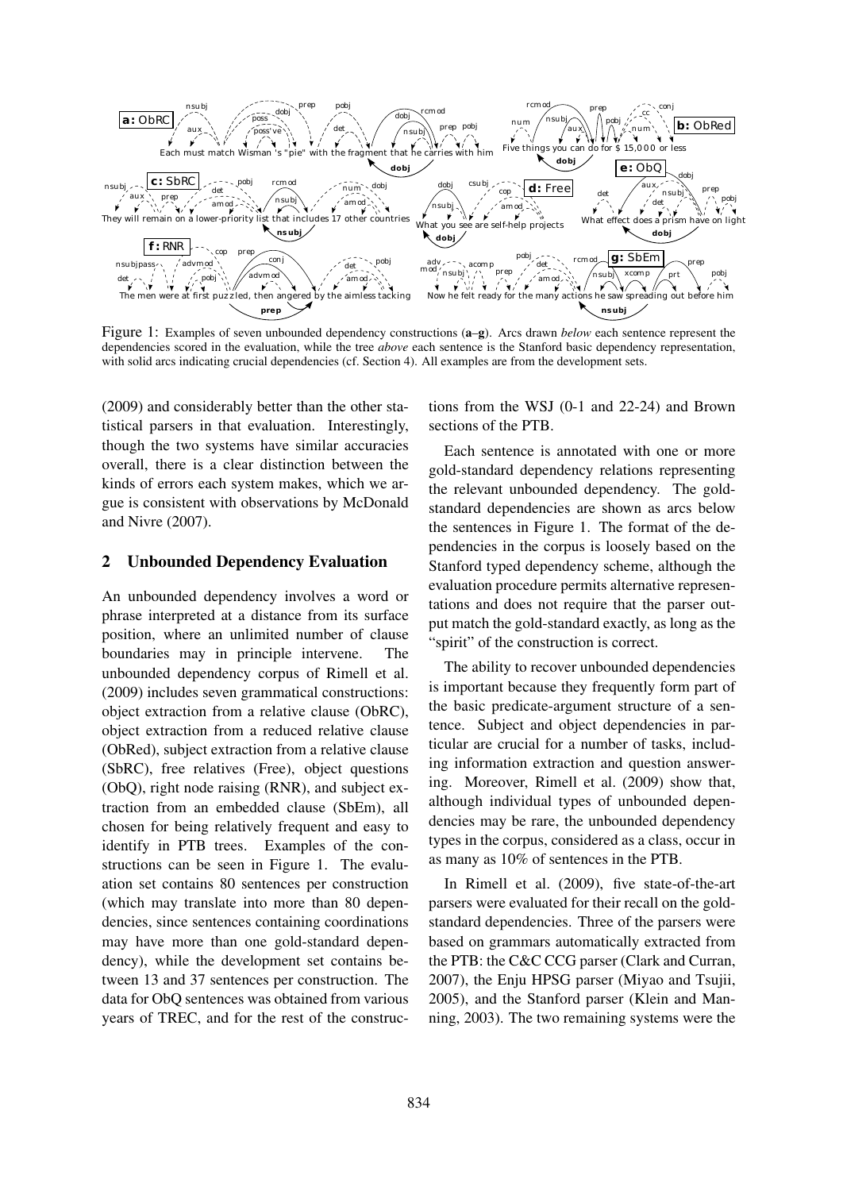Figure 1: Examples of seven unbounded dependency constructions (**a**–**g**). Arcs drawn *below* each sentence represent the dependencies scored in the evaluation, while the tree *above* each sentence is the Stanford basic dependency representation, with solid arcs indicating crucial dependencies (cf. Section 4). All examples are from the development sets.

(2009) and considerably better than the other statistical parsers in that evaluation. Interestingly, though the two systems have similar accuracies overall, there is a clear distinction between the kinds of errors each system makes, which we argue is consistent with observations by McDonald and Nivre (2007).

## 2 Unbounded Dependency Evaluation

An unbounded dependency involves a word or phrase interpreted at a distance from its surface position, where an unlimited number of clause boundaries may in principle intervene. The unbounded dependency corpus of Rimell et al. (2009) includes seven grammatical constructions: object extraction from a relative clause (ObRC), object extraction from a reduced relative clause (ObRed), subject extraction from a relative clause (SbRC), free relatives (Free), object questions (ObQ), right node raising (RNR), and subject extraction from an embedded clause (SbEm), all chosen for being relatively frequent and easy to identify in PTB trees. Examples of the constructions can be seen in Figure 1. The evaluation set contains 80 sentences per construction (which may translate into more than 80 dependencies, since sentences containing coordinations may have more than one gold-standard dependency), while the development set contains between 13 and 37 sentences per construction. The data for ObQ sentences was obtained from various years of TREC, and for the rest of the constructions from the WSJ (0-1 and 22-24) and Brown sections of the PTB.

Each sentence is annotated with one or more gold-standard dependency relations representing the relevant unbounded dependency. The gold-standard dependencies are shown as arcs below the sentences in Figure 1. The format of the dependencies in the corpus is loosely based on the Stanford typed dependency scheme, although the evaluation procedure permits alternative representations and does not require that the parser output match the gold-standard exactly, as long as the "spirit" of the construction is correct.

The ability to recover unbounded dependencies is important because they frequently form part of the basic predicate-argument structure of a sentence. Subject and object dependencies in particular are crucial for a number of tasks, including information extraction and question answering. Moreover, Rimell et al. (2009) show that, although individual types of unbounded dependencies may be rare, the unbounded dependency types in the corpus, considered as a class, occur in as many as 10% of sentences in the PTB.

In Rimell et al. (2009), five state-of-the-art parsers were evaluated for their recall on the gold-standard dependencies. Three of the parsers were based on grammars automatically extracted from the PTB: the C&C CCG parser (Clark and Curran, 2007), the Enju HPSG parser (Miyao and Tsujii, 2005), and the Stanford parser (Klein and Manning, 2003). The two remaining systems were the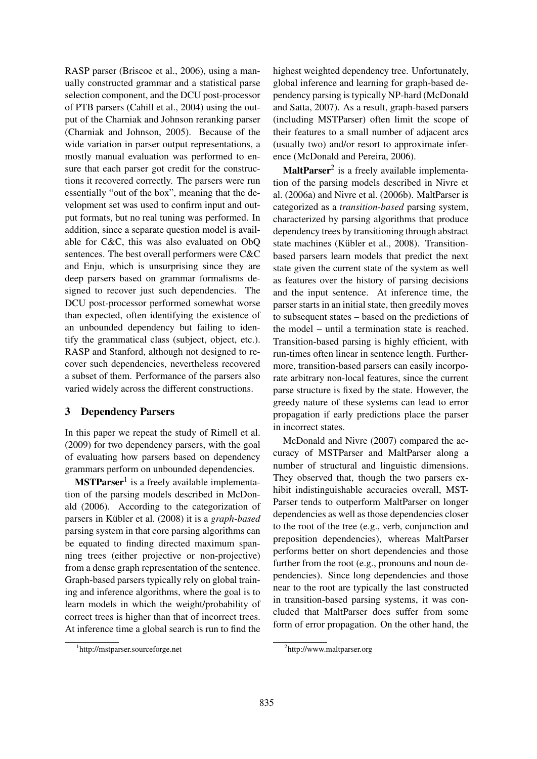RASP parser (Briscoe et al., 2006), using a manually constructed grammar and a statistical parse selection component, and the DCU post-processor of PTB parsers (Cahill et al., 2004) using the output of the Charniak and Johnson reranking parser (Charniak and Johnson, 2005). Because of the wide variation in parser output representations, a mostly manual evaluation was performed to ensure that each parser got credit for the constructions it recovered correctly. The parsers were run essentially "out of the box", meaning that the development set was used to confirm input and output formats, but no real tuning was performed. In addition, since a separate question model is available for C&C, this was also evaluated on ObQ sentences. The best overall performers were C&C and Enju, which is unsurprising since they are deep parsers based on grammar formalisms designed to recover just such dependencies. The DCU post-processor performed somewhat worse than expected, often identifying the existence of an unbounded dependency but failing to identify the grammatical class (subject, object, etc.). RASP and Stanford, although not designed to recover such dependencies, nevertheless recovered a subset of them. Performance of the parsers also varied widely across the different constructions.

## 3 Dependency Parsers

In this paper we repeat the study of Rimell et al. (2009) for two dependency parsers, with the goal of evaluating how parsers based on dependency grammars perform on unbounded dependencies.

**MSTParser**[1] is a freely available implementation of the parsing models described in McDonald (2006). According to the categorization of parsers in Kübler et al. (2008) it is a *graph-based* parsing system in that core parsing algorithms can be equated to finding directed maximum spanning trees (either projective or non-projective) from a dense graph representation of the sentence. Graph-based parsers typically rely on global training and inference algorithms, where the goal is to learn models in which the weight/probability of correct trees is higher than that of incorrect trees. At inference time a global search is run to find the highest weighted dependency tree. Unfortunately, global inference and learning for graph-based dependency parsing is typically NP-hard (McDonald and Satta, 2007). As a result, graph-based parsers (including MSTParser) often limit the scope of their features to a small number of adjacent arcs (usually two) and/or resort to approximate inference (McDonald and Pereira, 2006).

**MaltParser**[2] is a freely available implementation of the parsing models described in Nivre et al. (2006a) and Nivre et al. (2006b). MaltParser is categorized as a *transition-based* parsing system, characterized by parsing algorithms that produce dependency trees by transitioning through abstract state machines (Kübler et al., 2008). Transition-based parsers learn models that predict the next state given the current state of the system as well as features over the history of parsing decisions and the input sentence. At inference time, the parser starts in an initial state, then greedily moves to subsequent states – based on the predictions of the model – until a termination state is reached. Transition-based parsing is highly efficient, with run-times often linear in sentence length. Furthermore, transition-based parsers can easily incorporate arbitrary non-local features, since the current parse structure is fixed by the state. However, the greedy nature of these systems can lead to error propagation if early predictions place the parser in incorrect states.

McDonald and Nivre (2007) compared the accuracy of MSTParser and MaltParser along a number of structural and linguistic dimensions. They observed that, though the two parsers exhibit indistinguishable accuracies overall, MSTParser tends to outperform MaltParser on longer dependencies as well as those dependencies closer to the root of the tree (e.g., verb, conjunction and preposition dependencies), whereas MaltParser performs better on short dependencies and those further from the root (e.g., pronouns and noun dependencies). Since long dependencies and those near to the root are typically the last constructed in transition-based parsing systems, it was concluded that MaltParser does suffer from some form of error propagation. On the other hand, the

[1] http://mstparser.sourceforge.net

[2] http://www.maltparser.org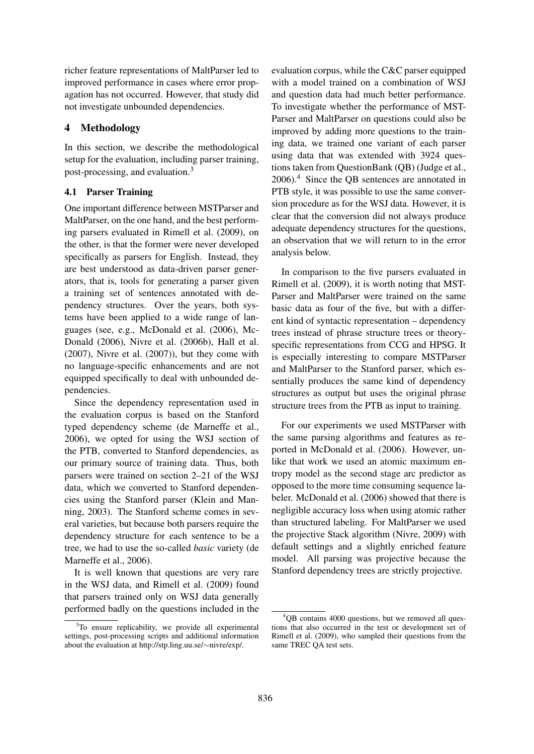richer feature representations of MaltParser led to improved performance in cases where error propagation has not occurred. However, that study did not investigate unbounded dependencies.

## 4 Methodology

In this section, we describe the methodological setup for the evaluation, including parser training, post-processing, and evaluation.[3]

### 4.1 Parser Training

One important difference between MSTParser and MaltParser, on the one hand, and the best performing parsers evaluated in Rimell et al. (2009), on the other, is that the former were never developed specifically as parsers for English. Instead, they are best understood as data-driven parser generators, that is, tools for generating a parser given a training set of sentences annotated with dependency structures. Over the years, both systems have been applied to a wide range of languages (see, e.g., McDonald et al. (2006), McDonald (2006), Nivre et al. (2006b), Hall et al. (2007), Nivre et al. (2007)), but they come with no language-specific enhancements and are not equipped specifically to deal with unbounded dependencies.

Since the dependency representation used in the evaluation corpus is based on the Stanford typed dependency scheme (de Marneffe et al., 2006), we opted for using the WSJ section of the PTB, converted to Stanford dependencies, as our primary source of training data. Thus, both parsers were trained on section 2–21 of the WSJ data, which we converted to Stanford dependencies using the Stanford parser (Klein and Manning, 2003). The Stanford scheme comes in several varieties, but because both parsers require the dependency structure for each sentence to be a tree, we had to use the so-called *basic* variety (de Marneffe et al., 2006).

It is well known that questions are very rare in the WSJ data, and Rimell et al. (2009) found that parsers trained only on WSJ data generally performed badly on the questions included in the evaluation corpus, while the C&C parser equipped with a model trained on a combination of WSJ and question data had much better performance. To investigate whether the performance of MSTParser and MaltParser on questions could also be improved by adding more questions to the training data, we trained one variant of each parser using data that was extended with 3924 questions taken from QuestionBank (QB) (Judge et al., 2006).[4] Since the QB sentences are annotated in PTB style, it was possible to use the same conversion procedure as for the WSJ data. However, it is clear that the conversion did not always produce adequate dependency structures for the questions, an observation that we will return to in the error analysis below.

In comparison to the five parsers evaluated in Rimell et al. (2009), it is worth noting that MSTParser and MaltParser were trained on the same basic data as four of the five, but with a different kind of syntactic representation – dependency trees instead of phrase structure trees or theory-specific representations from CCG and HPSG. It is especially interesting to compare MSTParser and MaltParser to the Stanford parser, which essentially produces the same kind of dependency structures as output but uses the original phrase structure trees from the PTB as input to training.

For our experiments we used MSTParser with the same parsing algorithms and features as reported in McDonald et al. (2006). However, unlike that work we used an atomic maximum entropy model as the second stage arc predictor as opposed to the more time consuming sequence labeler. McDonald et al. (2006) showed that there is negligible accuracy loss when using atomic rather than structured labeling. For MaltParser we used the projective Stack algorithm (Nivre, 2009) with default settings and a slightly enriched feature model. All parsing was projective because the Stanford dependency trees are strictly projective.

---

[3] To ensure replicability, we provide all experimental settings, post-processing scripts and additional information about the evaluation at http://stp.ling.uu.se/∼nivre/exp/.

[4] QB contains 4000 questions, but we removed all questions that also occurred in the test or development set of Rimell et al. (2009), who sampled their questions from the same TREC QA test sets.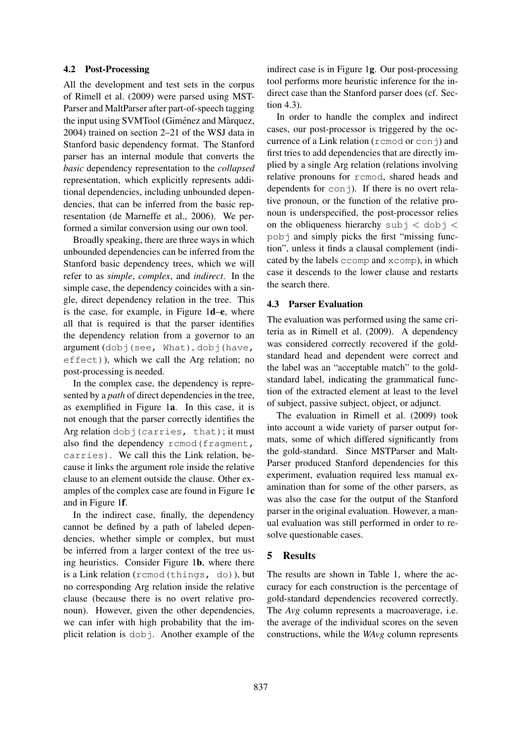### 4.2 Post-Processing

All the development and test sets in the corpus of Rimell et al. (2009) were parsed using MST-Parser and MaltParser after part-of-speech tagging the input using SVMTool (Giménez and Màrquez, 2004) trained on section 2–21 of the WSJ data in Stanford basic dependency format. The Stanford parser has an internal module that converts the *basic* dependency representation to the *collapsed* representation, which explicitly represents additional dependencies, including unbounded dependencies, that can be inferred from the basic representation (de Marneffe et al., 2006). We performed a similar conversion using our own tool.

Broadly speaking, there are three ways in which unbounded dependencies can be inferred from the Stanford basic dependency trees, which we will refer to as *simple*, *complex*, and *indirect*. In the simple case, the dependency coincides with a single, direct dependency relation in the tree. This is the case, for example, in Figure 1**d**–**e**, where all that is required is that the parser identifies the dependency relation from a governor to an argument (`dobj(see, What)`, `dobj(have, effect)`), which we call the Arg relation; no post-processing is needed.

In the complex case, the dependency is represented by a *path* of direct dependencies in the tree, as exemplified in Figure 1**a**. In this case, it is not enough that the parser correctly identifies the Arg relation `dobj(carries, that)`; it must also find the dependency `rcmod(fragment, carries)`. We call this the Link relation, because it links the argument role inside the relative clause to an element outside the clause. Other examples of the complex case are found in Figure 1**c** and in Figure 1**f**.

In the indirect case, finally, the dependency cannot be defined by a path of labeled dependencies, whether simple or complex, but must be inferred from a larger context of the tree using heuristics. Consider Figure 1**b**, where there is a Link relation (`rcmod(things, do)`), but no corresponding Arg relation inside the relative clause (because there is no overt relative pronoun). However, given the other dependencies, we can infer with high probability that the implicit relation is `dobj`. Another example of the indirect case is in Figure 1**g**. Our post-processing tool performs more heuristic inference for the indirect case than the Stanford parser does (cf. Section 4.3).

In order to handle the complex and indirect cases, our post-processor is triggered by the occurrence of a Link relation (`rcmod` or `conj`) and first tries to add dependencies that are directly implied by a single Arg relation (relations involving relative pronouns for `rcmod`, shared heads and dependents for `conj`). If there is no overt relative pronoun, or the function of the relative pronoun is underspecified, the post-processor relies on the obliqueness hierarchy `subj` < `dobj` < `pobj` and simply picks the first "missing function", unless it finds a clausal complement (indicated by the labels `ccomp` and `xcomp`), in which case it descends to the lower clause and restarts the search there.

### 4.3 Parser Evaluation

The evaluation was performed using the same criteria as in Rimell et al. (2009). A dependency was considered correctly recovered if the gold-standard head and dependent were correct and the label was an "acceptable match" to the gold-standard label, indicating the grammatical function of the extracted element at least to the level of subject, passive subject, object, or adjunct.

The evaluation in Rimell et al. (2009) took into account a wide variety of parser output formats, some of which differed significantly from the gold-standard. Since MSTParser and Malt-Parser produced Stanford dependencies for this experiment, evaluation required less manual examination than for some of the other parsers, as was also the case for the output of the Stanford parser in the original evaluation. However, a manual evaluation was still performed in order to resolve questionable cases.

## 5 Results

The results are shown in Table 1, where the accuracy for each construction is the percentage of gold-standard dependencies recovered correctly. The *Avg* column represents a macroaverage, i.e. the average of the individual scores on the seven constructions, while the *WAvg* column represents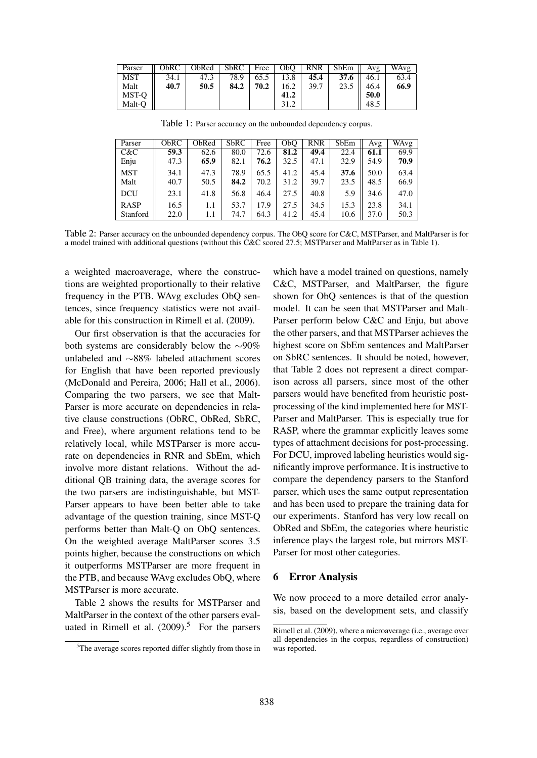| Parser | ObRC | ObRed | SbRC | Free | ObQ | RNR | SbEm | Avg | WAvg |
|---|---|---|---|---|---|---|---|---|---|
| MST | 34.1 | 47.3 | 78.9 | 65.5 | 13.8 | **45.4** | **37.6** | 46.1 | 63.4 |
| Malt | **40.7** | **50.5** | **84.2** | **70.2** | 16.2 | 39.7 | 23.5 | 46.4 | **66.9** |
| MST-Q | | | | | **41.2** | | | **50.0** | |
| Malt-Q | | | | | 31.2 | | | 48.5 | |

Table 1: Parser accuracy on the unbounded dependency corpus.

| Parser | ObRC | ObRed | SbRC | Free | ObQ | RNR | SbEm | Avg | WAvg |
|---|---|---|---|---|---|---|---|---|---|
| C&C | **59.3** | 62.6 | 80.0 | 72.6 | **81.2** | **49.4** | 22.4 | **61.1** | 69.9 |
| Enju | 47.3 | **65.9** | 82.1 | **76.2** | 32.5 | 47.1 | 32.9 | 54.9 | **70.9** |
| MST | 34.1 | 47.3 | 78.9 | 65.5 | 41.2 | 45.4 | **37.6** | 50.0 | 63.4 |
| Malt | 40.7 | 50.5 | **84.2** | 70.2 | 31.2 | 39.7 | 23.5 | 48.5 | 66.9 |
| DCU | 23.1 | 41.8 | 56.8 | 46.4 | 27.5 | 40.8 | 5.9 | 34.6 | 47.0 |
| RASP | 16.5 | 1.1 | 53.7 | 17.9 | 27.5 | 34.5 | 15.3 | 23.8 | 34.1 |
| Stanford | 22.0 | 1.1 | 74.7 | 64.3 | 41.2 | 45.4 | 10.6 | 37.0 | 50.3 |

Table 2: Parser accuracy on the unbounded dependency corpus. The ObQ score for C&C, MSTParser, and MaltParser is for a model trained with additional questions (without this C&C scored 27.5; MSTParser and MaltParser as in Table 1).

a weighted macroaverage, where the constructions are weighted proportionally to their relative frequency in the PTB. WAvg excludes ObQ sentences, since frequency statistics were not available for this construction in Rimell et al. (2009).

Our first observation is that the accuracies for both systems are considerably below the ∼90% unlabeled and ∼88% labeled attachment scores for English that have been reported previously (McDonald and Pereira, 2006; Hall et al., 2006). Comparing the two parsers, we see that MaltParser is more accurate on dependencies in relative clause constructions (ObRC, ObRed, SbRC, and Free), where argument relations tend to be relatively local, while MSTParser is more accurate on dependencies in RNR and SbEm, which involve more distant relations. Without the additional QB training data, the average scores for the two parsers are indistinguishable, but MSTParser appears to have been better able to take advantage of the question training, since MST-Q performs better than Malt-Q on ObQ sentences. On the weighted average MaltParser scores 3.5 points higher, because the constructions on which it outperforms MSTParser are more frequent in the PTB, and because WAvg excludes ObQ, where MSTParser is more accurate.

Table 2 shows the results for MSTParser and MaltParser in the context of the other parsers evaluated in Rimell et al. (2009).[5] For the parsers which have a model trained on questions, namely C&C, MSTParser, and MaltParser, the figure shown for ObQ sentences is that of the question model. It can be seen that MSTParser and MaltParser perform below C&C and Enju, but above the other parsers, and that MSTParser achieves the highest score on SbEm sentences and MaltParser on SbRC sentences. It should be noted, however, that Table 2 does not represent a direct comparison across all parsers, since most of the other parsers would have benefited from heuristic post-processing of the kind implemented here for MSTParser and MaltParser. This is especially true for RASP, where the grammar explicitly leaves some types of attachment decisions for post-processing. For DCU, improved labeling heuristics would significantly improve performance. It is instructive to compare the dependency parsers to the Stanford parser, which uses the same output representation and has been used to prepare the training data for our experiments. Stanford has very low recall on ObRed and SbEm, the categories where heuristic inference plays the largest role, but mirrors MSTParser for most other categories.

## 6 Error Analysis

We now proceed to a more detailed error analysis, based on the development sets, and classify

[5]The average scores reported differ slightly from those in Rimell et al. (2009), where a microaverage (i.e., average over all dependencies in the corpus, regardless of construction) was reported.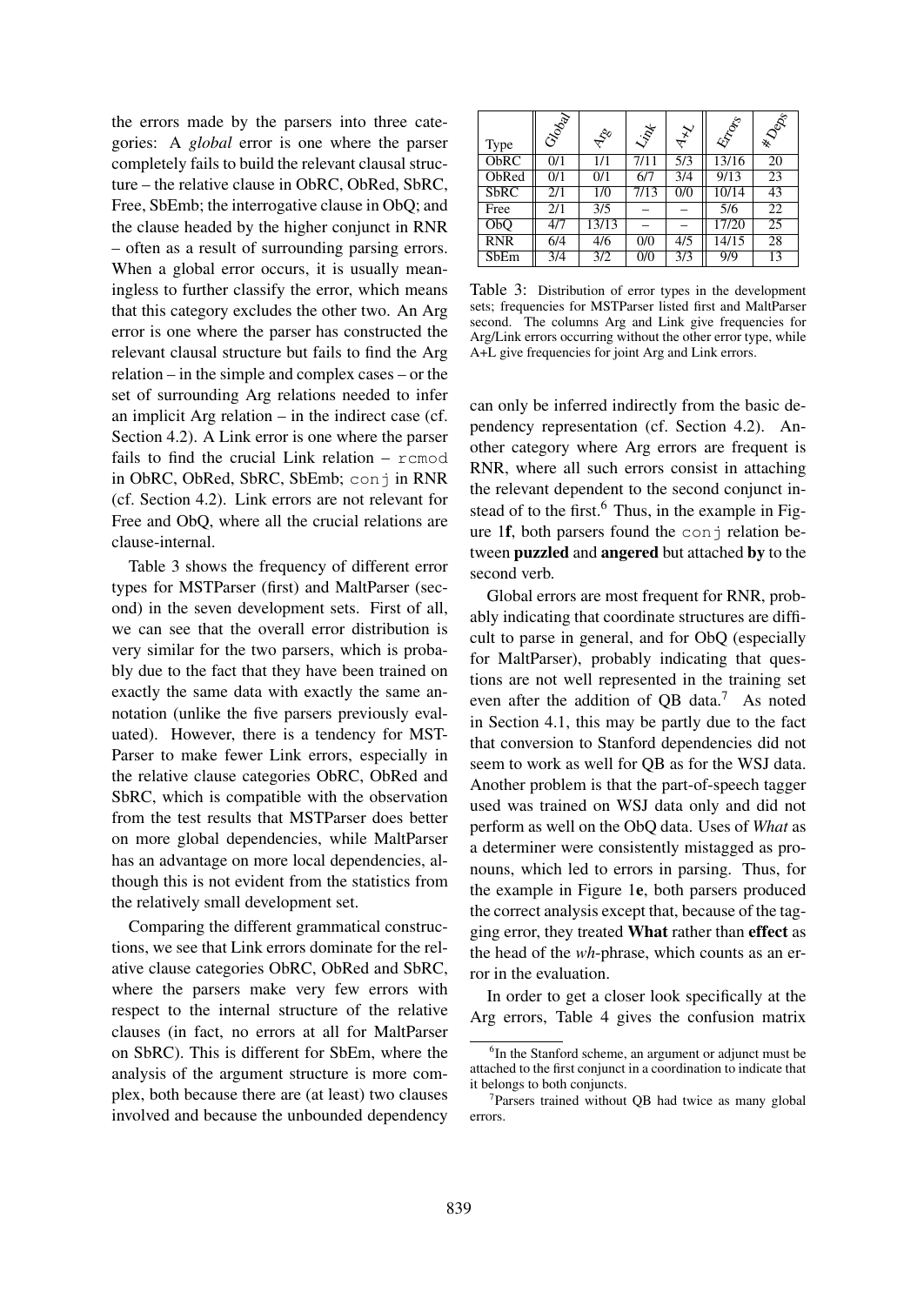the errors made by the parsers into three categories: A *global* error is one where the parser completely fails to build the relevant clausal structure – the relative clause in ObRC, ObRed, SbRC, Free, SbEmb; the interrogative clause in ObQ; and the clause headed by the higher conjunct in RNR – often as a result of surrounding parsing errors. When a global error occurs, it is usually meaningless to further classify the error, which means that this category excludes the other two. An Arg error is one where the parser has constructed the relevant clausal structure but fails to find the Arg relation – in the simple and complex cases – or the set of surrounding Arg relations needed to infer an implicit Arg relation – in the indirect case (cf. Section 4.2). A Link error is one where the parser fails to find the crucial Link relation – `rcmod` in ObRC, ObRed, SbRC, SbEmb; `conj` in RNR (cf. Section 4.2). Link errors are not relevant for Free and ObQ, where all the crucial relations are clause-internal.

Table 3 shows the frequency of different error types for MSTParser (first) and MaltParser (second) in the seven development sets. First of all, we can see that the overall error distribution is very similar for the two parsers, which is probably due to the fact that they have been trained on exactly the same data with exactly the same annotation (unlike the five parsers previously evaluated). However, there is a tendency for MSTParser to make fewer Link errors, especially in the relative clause categories ObRC, ObRed and SbRC, which is compatible with the observation from the test results that MSTParser does better on more global dependencies, while MaltParser has an advantage on more local dependencies, although this is not evident from the statistics from the relatively small development set.

Comparing the different grammatical constructions, we see that Link errors dominate for the relative clause categories ObRC, ObRed and SbRC, where the parsers make very few errors with respect to the internal structure of the relative clauses (in fact, no errors at all for MaltParser on SbRC). This is different for SbEm, where the analysis of the argument structure is more complex, both because there are (at least) two clauses involved and because the unbounded dependency

| Type | Global | Arg | Link | A+L | Errors | # Deps |
|---|---|---|---|---|---|---|
| ObRC | 0/1 | 1/1 | 7/11 | 5/3 | 13/16 | 20 |
| ObRed | 0/1 | 0/1 | 6/7 | 3/4 | 9/13 | 23 |
| SbRC | 2/1 | 1/0 | 7/13 | 0/0 | 10/14 | 43 |
| Free | 2/1 | 3/5 | – | – | 5/6 | 22 |
| ObQ | 4/7 | 13/13 | – | – | 17/20 | 25 |
| RNR | 6/4 | 4/6 | 0/0 | 4/5 | 14/15 | 28 |
| SbEm | 3/4 | 3/2 | 0/0 | 3/3 | 9/9 | 13 |

Table 3: Distribution of error types in the development sets; frequencies for MSTParser listed first and MaltParser second. The columns Arg and Link give frequencies for Arg/Link errors occurring without the other error type, while A+L give frequencies for joint Arg and Link errors.

can only be inferred indirectly from the basic dependency representation (cf. Section 4.2). Another category where Arg errors are frequent is RNR, where all such errors consist in attaching the relevant dependent to the second conjunct instead of to the first.[6] Thus, in the example in Figure 1**f**, both parsers found the `conj` relation between **puzzled** and **angered** but attached **by** to the second verb.

Global errors are most frequent for RNR, probably indicating that coordinate structures are difficult to parse in general, and for ObQ (especially for MaltParser), probably indicating that questions are not well represented in the training set even after the addition of QB data.[7] As noted in Section 4.1, this may be partly due to the fact that conversion to Stanford dependencies did not seem to work as well for QB as for the WSJ data. Another problem is that the part-of-speech tagger used was trained on WSJ data only and did not perform as well on the ObQ data. Uses of *What* as a determiner were consistently mistagged as pronouns, which led to errors in parsing. Thus, for the example in Figure 1**e**, both parsers produced the correct analysis except that, because of the tagging error, they treated **What** rather than **effect** as the head of the *wh*-phrase, which counts as an error in the evaluation.

In order to get a closer look specifically at the Arg errors, Table 4 gives the confusion matrix

[6] In the Stanford scheme, an argument or adjunct must be attached to the first conjunct in a coordination to indicate that it belongs to both conjuncts.

[7] Parsers trained without QB had twice as many global errors.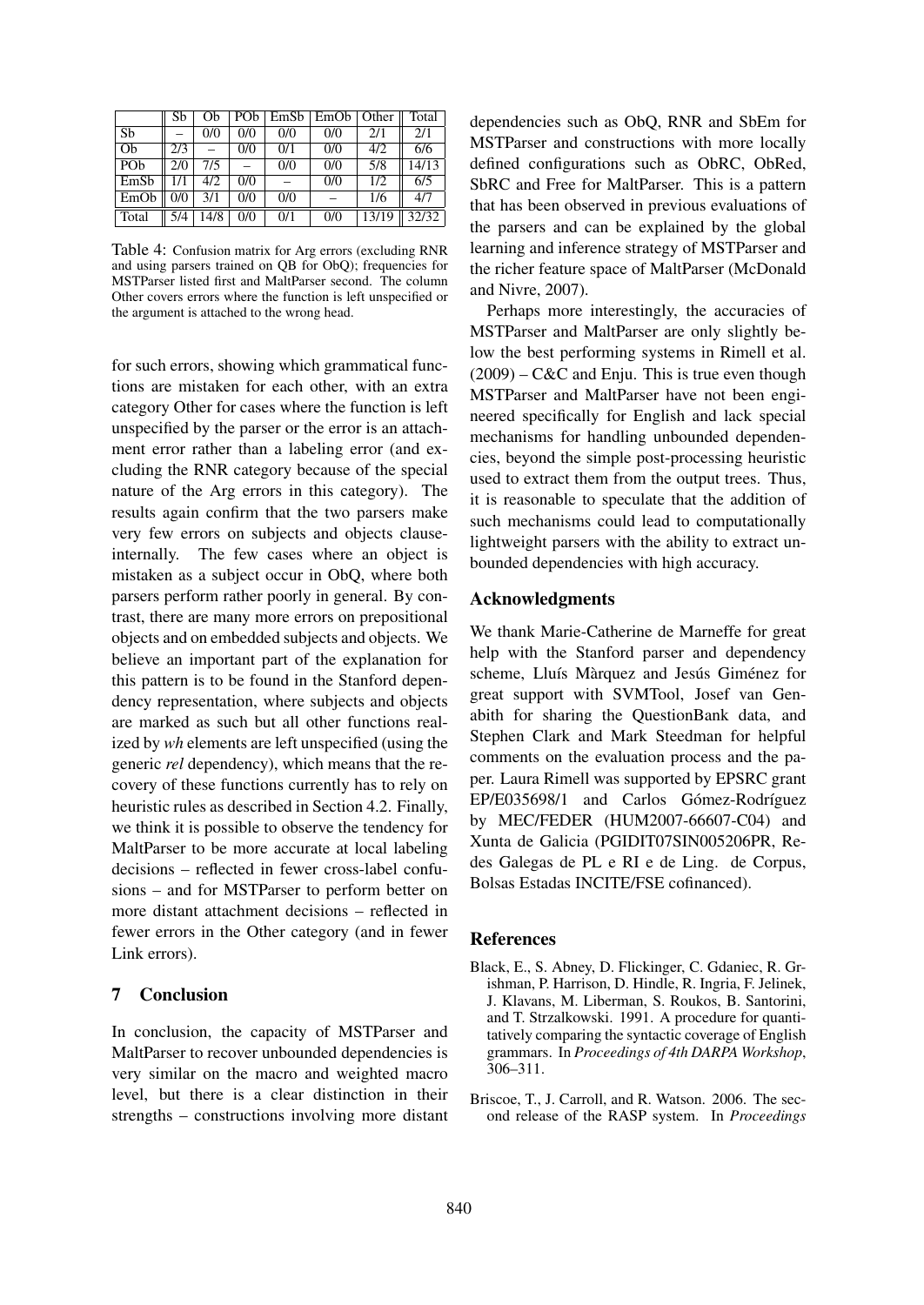|  | Sb | Ob | POb | EmSb | EmOb | Other | Total |
| --- | --- | --- | --- | --- | --- | --- | --- |
| Sb | – | 0/0 | 0/0 | 0/0 | 0/0 | 2/1 | 2/1 |
| Ob | 2/3 | – | 0/0 | 0/1 | 0/0 | 4/2 | 6/6 |
| POb | 2/0 | 7/5 | – | 0/0 | 0/0 | 5/8 | 14/13 |
| EmSb | 1/1 | 4/2 | 0/0 | – | 0/0 | 1/2 | 6/5 |
| EmOb | 0/0 | 3/1 | 0/0 | 0/0 | – | 1/6 | 4/7 |
| Total | 5/4 | 14/8 | 0/0 | 0/1 | 0/0 | 13/19 | 32/32 |

Table 4: Confusion matrix for Arg errors (excluding RNR and using parsers trained on QB for ObQ); frequencies for MSTParser listed first and MaltParser second. The column Other covers errors where the function is left unspecified or the argument is attached to the wrong head.

for such errors, showing which grammatical functions are mistaken for each other, with an extra category Other for cases where the function is left unspecified by the parser or the error is an attachment error rather than a labeling error (and excluding the RNR category because of the special nature of the Arg errors in this category). The results again confirm that the two parsers make very few errors on subjects and objects clause-internally. The few cases where an object is mistaken as a subject occur in ObQ, where both parsers perform rather poorly in general. By contrast, there are many more errors on prepositional objects and on embedded subjects and objects. We believe an important part of the explanation for this pattern is to be found in the Stanford dependency representation, where subjects and objects are marked as such but all other functions realized by *wh* elements are left unspecified (using the generic *rel* dependency), which means that the recovery of these functions currently has to rely on heuristic rules as described in Section 4.2. Finally, we think it is possible to observe the tendency for MaltParser to be more accurate at local labeling decisions – reflected in fewer cross-label confusions – and for MSTParser to perform better on more distant attachment decisions – reflected in fewer errors in the Other category (and in fewer Link errors).

## 7 Conclusion

In conclusion, the capacity of MSTParser and MaltParser to recover unbounded dependencies is very similar on the macro and weighted macro level, but there is a clear distinction in their strengths – constructions involving more distant dependencies such as ObQ, RNR and SbEm for MSTParser and constructions with more locally defined configurations such as ObRC, ObRed, SbRC and Free for MaltParser. This is a pattern that has been observed in previous evaluations of the parsers and can be explained by the global learning and inference strategy of MSTParser and the richer feature space of MaltParser (McDonald and Nivre, 2007).

Perhaps more interestingly, the accuracies of MSTParser and MaltParser are only slightly below the best performing systems in Rimell et al. (2009) – C&C and Enju. This is true even though MSTParser and MaltParser have not been engineered specifically for English and lack special mechanisms for handling unbounded dependencies, beyond the simple post-processing heuristic used to extract them from the output trees. Thus, it is reasonable to speculate that the addition of such mechanisms could lead to computationally lightweight parsers with the ability to extract unbounded dependencies with high accuracy.

## Acknowledgments

We thank Marie-Catherine de Marneffe for great help with the Stanford parser and dependency scheme, Lluís Màrquez and Jesús Giménez for great support with SVMTool, Josef van Genabith for sharing the QuestionBank data, and Stephen Clark and Mark Steedman for helpful comments on the evaluation process and the paper. Laura Rimell was supported by EPSRC grant EP/E035698/1 and Carlos Gómez-Rodríguez by MEC/FEDER (HUM2007-66607-C04) and Xunta de Galicia (PGIDIT07SIN005206PR, Redes Galegas de PL e RI e de Ling. de Corpus, Bolsas Estadas INCITE/FSE cofinanced).

## References

Black, E., S. Abney, D. Flickinger, C. Gdaniec, R. Grishman, P. Harrison, D. Hindle, R. Ingria, F. Jelinek, J. Klavans, M. Liberman, S. Roukos, B. Santorini, and T. Strzalkowski. 1991. A procedure for quantitatively comparing the syntactic coverage of English grammars. In *Proceedings of 4th DARPA Workshop*, 306–311.

Briscoe, T., J. Carroll, and R. Watson. 2006. The second release of the RASP system. In *Proceedings*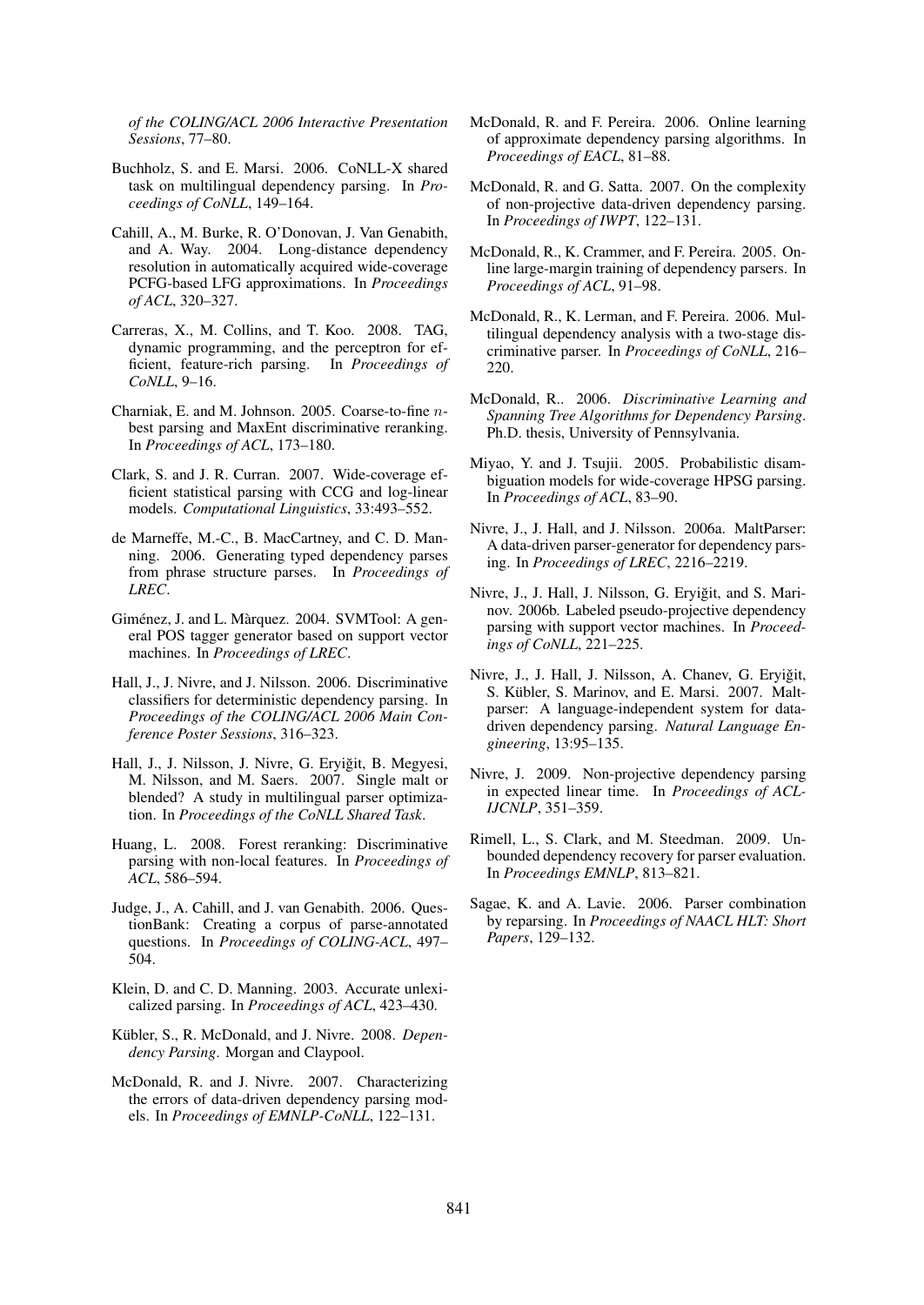*of the COLING/ACL 2006 Interactive Presentation Sessions*, 77–80.

Buchholz, S. and E. Marsi. 2006. CoNLL-X shared task on multilingual dependency parsing. In *Proceedings of CoNLL*, 149–164.

Cahill, A., M. Burke, R. O'Donovan, J. Van Genabith, and A. Way. 2004. Long-distance dependency resolution in automatically acquired wide-coverage PCFG-based LFG approximations. In *Proceedings of ACL*, 320–327.

Carreras, X., M. Collins, and T. Koo. 2008. TAG, dynamic programming, and the perceptron for efficient, feature-rich parsing. In *Proceedings of CoNLL*, 9–16.

Charniak, E. and M. Johnson. 2005. Coarse-to-fine $n$-best parsing and MaxEnt discriminative reranking. In *Proceedings of ACL*, 173–180.

Clark, S. and J. R. Curran. 2007. Wide-coverage efficient statistical parsing with CCG and log-linear models. *Computational Linguistics*, 33:493–552.

de Marneffe, M.-C., B. MacCartney, and C. D. Manning. 2006. Generating typed dependency parses from phrase structure parses. In *Proceedings of LREC*.

Giménez, J. and L. Màrquez. 2004. SVMTool: A general POS tagger generator based on support vector machines. In *Proceedings of LREC*.

Hall, J., J. Nivre, and J. Nilsson. 2006. Discriminative classifiers for deterministic dependency parsing. In *Proceedings of the COLING/ACL 2006 Main Conference Poster Sessions*, 316–323.

Hall, J., J. Nilsson, J. Nivre, G. Eryiğit, B. Megyesi, M. Nilsson, and M. Saers. 2007. Single malt or blended? A study in multilingual parser optimization. In *Proceedings of the CoNLL Shared Task*.

Huang, L. 2008. Forest reranking: Discriminative parsing with non-local features. In *Proceedings of ACL*, 586–594.

Judge, J., A. Cahill, and J. van Genabith. 2006. QuestionBank: Creating a corpus of parse-annotated questions. In *Proceedings of COLING-ACL*, 497–504.

Klein, D. and C. D. Manning. 2003. Accurate unlexicalized parsing. In *Proceedings of ACL*, 423–430.

Kübler, S., R. McDonald, and J. Nivre. 2008. *Dependency Parsing*. Morgan and Claypool.

McDonald, R. and J. Nivre. 2007. Characterizing the errors of data-driven dependency parsing models. In *Proceedings of EMNLP-CoNLL*, 122–131.

McDonald, R. and F. Pereira. 2006. Online learning of approximate dependency parsing algorithms. In *Proceedings of EACL*, 81–88.

McDonald, R. and G. Satta. 2007. On the complexity of non-projective data-driven dependency parsing. In *Proceedings of IWPT*, 122–131.

McDonald, R., K. Crammer, and F. Pereira. 2005. Online large-margin training of dependency parsers. In *Proceedings of ACL*, 91–98.

McDonald, R., K. Lerman, and F. Pereira. 2006. Multilingual dependency analysis with a two-stage discriminative parser. In *Proceedings of CoNLL*, 216–220.

McDonald, R.. 2006. *Discriminative Learning and Spanning Tree Algorithms for Dependency Parsing*. Ph.D. thesis, University of Pennsylvania.

Miyao, Y. and J. Tsujii. 2005. Probabilistic disambiguation models for wide-coverage HPSG parsing. In *Proceedings of ACL*, 83–90.

Nivre, J., J. Hall, and J. Nilsson. 2006a. MaltParser: A data-driven parser-generator for dependency parsing. In *Proceedings of LREC*, 2216–2219.

Nivre, J., J. Hall, J. Nilsson, G. Eryiğit, and S. Marinov. 2006b. Labeled pseudo-projective dependency parsing with support vector machines. In *Proceedings of CoNLL*, 221–225.

Nivre, J., J. Hall, J. Nilsson, A. Chanev, G. Eryiğit, S. Kübler, S. Marinov, and E. Marsi. 2007. Maltparser: A language-independent system for data-driven dependency parsing. *Natural Language Engineering*, 13:95–135.

Nivre, J. 2009. Non-projective dependency parsing in expected linear time. In *Proceedings of ACL-IJCNLP*, 351–359.

Rimell, L., S. Clark, and M. Steedman. 2009. Unbounded dependency recovery for parser evaluation. In *Proceedings EMNLP*, 813–821.

Sagae, K. and A. Lavie. 2006. Parser combination by reparsing. In *Proceedings of NAACL HLT: Short Papers*, 129–132.